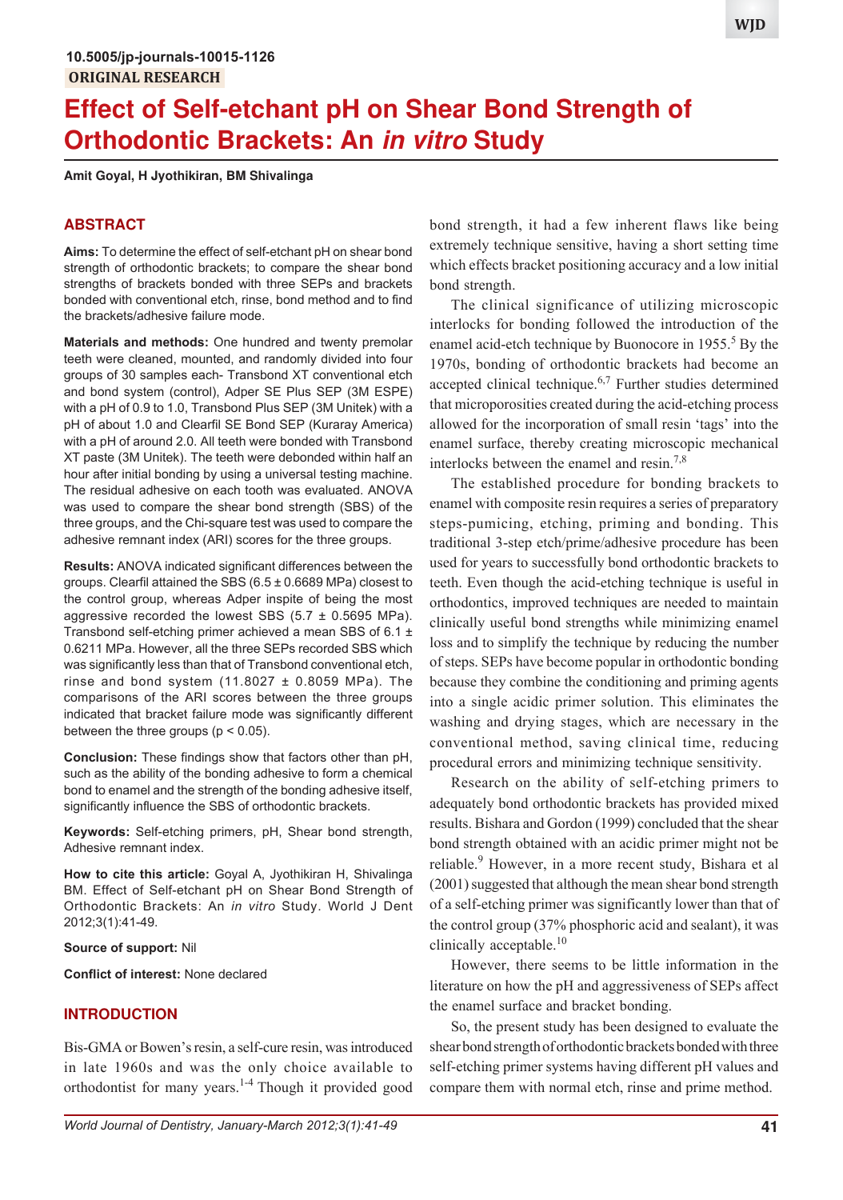10.5005/jp-journals-10015-1126

ORIGINAL RESEARCH

# Effect of Self-etchant pH on Shear Bond Strength of Orthodontic Brackets: An *in vitro* Study

**Amit Goyal, H Jyothikiran, BM Shivalinga**

## ABSTRACT

**Aims:** To determine the effect of self-etchant pH on shear bond strength of orthodontic brackets; to compare the shear bond strengths of brackets bonded with three SEPs and brackets bonded with conventional etch, rinse, bond method and to find the brackets/adhesive failure mode.

**Materials and methods:** One hundred and twenty premolar teeth were cleaned, mounted, and randomly divided into four groups of 30 samples each- Transbond XT conventional etch and bond system (control), Adper SE Plus SEP (3M ESPE) with a pH of 0.9 to 1.0, Transbond Plus SEP (3M Unitek) with a pH of about 1.0 and Clearfil SE Bond SEP (Kuraray America) with a pH of around 2.0. All teeth were bonded with Transbond XT paste (3M Unitek). The teeth were debonded within half an hour after initial bonding by using a universal testing machine. The residual adhesive on each tooth was evaluated. ANOVA was used to compare the shear bond strength (SBS) of the three groups, and the Chi-square test was used to compare the adhesive remnant index (ARI) scores for the three groups.

**Results:** ANOVA indicated significant differences between the groups. Clearfil attained the SBS (6.5 ± 0.6689 MPa) closest to the control group, whereas Adper inspite of being the most aggressive recorded the lowest SBS (5.7 ± 0.5695 MPa). Transbond self-etching primer achieved a mean SBS of 6.1 ± 0.6211 MPa. However, all the three SEPs recorded SBS which was significantly less than that of Transbond conventional etch, rinse and bond system (11.8027 ± 0.8059 MPa). The comparisons of the ARI scores between the three groups indicated that bracket failure mode was significantly different between the three groups ($p < 0.05$).

**Conclusion:** These findings show that factors other than pH, such as the ability of the bonding adhesive to form a chemical bond to enamel and the strength of the bonding adhesive itself, significantly influence the SBS of orthodontic brackets.

**Keywords:** Self-etching primers, pH, Shear bond strength, Adhesive remnant index.

**How to cite this article:** Goyal A, Jyothikiran H, Shivalinga BM. Effect of Self-etchant pH on Shear Bond Strength of Orthodontic Brackets: An *in vitro* Study. World J Dent 2012;3(1):41-49.

**Source of support:** Nil

**Conflict of interest:** None declared

## INTRODUCTION

Bis-GMA or Bowen's resin, a self-cure resin, was introduced in late 1960s and was the only choice available to orthodontist for many years.[1-4] Though it provided good bond strength, it had a few inherent flaws like being extremely technique sensitive, having a short setting time which effects bracket positioning accuracy and a low initial bond strength.

The clinical significance of utilizing microscopic interlocks for bonding followed the introduction of the enamel acid-etch technique by Buonocore in 1955.[5] By the 1970s, bonding of orthodontic brackets had become an accepted clinical technique.[6,7] Further studies determined that microporosities created during the acid-etching process allowed for the incorporation of small resin 'tags' into the enamel surface, thereby creating microscopic mechanical interlocks between the enamel and resin.[7,8]

The established procedure for bonding brackets to enamel with composite resin requires a series of preparatory steps-pumicing, etching, priming and bonding. This traditional 3-step etch/prime/adhesive procedure has been used for years to successfully bond orthodontic brackets to teeth. Even though the acid-etching technique is useful in orthodontics, improved techniques are needed to maintain clinically useful bond strengths while minimizing enamel loss and to simplify the technique by reducing the number of steps. SEPs have become popular in orthodontic bonding because they combine the conditioning and priming agents into a single acidic primer solution. This eliminates the washing and drying stages, which are necessary in the conventional method, saving clinical time, reducing procedural errors and minimizing technique sensitivity.

Research on the ability of self-etching primers to adequately bond orthodontic brackets has provided mixed results. Bishara and Gordon (1999) concluded that the shear bond strength obtained with an acidic primer might not be reliable.[9] However, in a more recent study, Bishara et al (2001) suggested that although the mean shear bond strength of a self-etching primer was significantly lower than that of the control group (37% phosphoric acid and sealant), it was clinically acceptable.[10]

However, there seems to be little information in the literature on how the pH and aggressiveness of SEPs affect the enamel surface and bracket bonding.

So, the present study has been designed to evaluate the shear bond strength of orthodontic brackets bonded with three self-etching primer systems having different pH values and compare them with normal etch, rinse and prime method.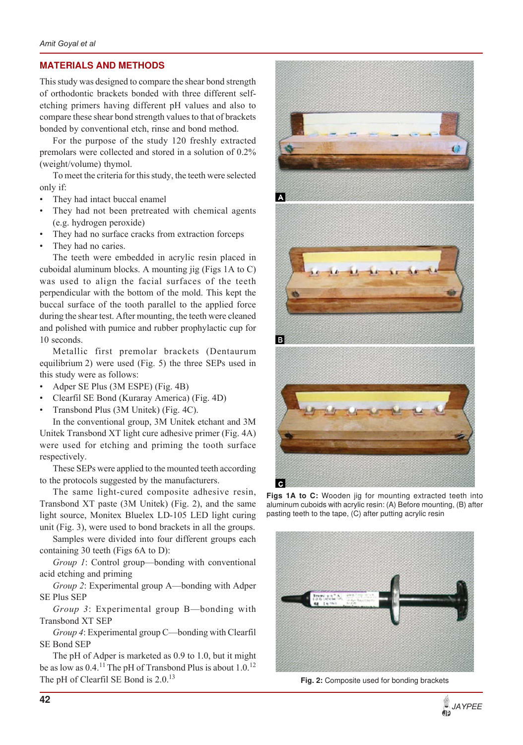## MATERIALS AND METHODS

This study was designed to compare the shear bond strength of orthodontic brackets bonded with three different self-etching primers having different pH values and also to compare these shear bond strength values to that of brackets bonded by conventional etch, rinse and bond method.

For the purpose of the study 120 freshly extracted premolars were collected and stored in a solution of 0.2% (weight/volume) thymol.

To meet the criteria for this study, the teeth were selected only if:

- They had intact buccal enamel
- They had not been pretreated with chemical agents (e.g. hydrogen peroxide)
- They had no surface cracks from extraction forceps
- They had no caries.

The teeth were embedded in acrylic resin placed in cuboidal aluminum blocks. A mounting jig (Figs 1A to C) was used to align the facial surfaces of the teeth perpendicular with the bottom of the mold. This kept the buccal surface of the tooth parallel to the applied force during the shear test. After mounting, the teeth were cleaned and polished with pumice and rubber prophylactic cup for 10 seconds.

Metallic first premolar brackets (Dentaurum equilibrium 2) were used (Fig. 5) the three SEPs used in this study were as follows:

- Adper SE Plus (3M ESPE) (Fig. 4B)
- Clearfil SE Bond (Kuraray America) (Fig. 4D)
- Transbond Plus (3M Unitek) (Fig. 4C).

In the conventional group, 3M Unitek etchant and 3M Unitek Transbond XT light cure adhesive primer (Fig. 4A) were used for etching and priming the tooth surface respectively.

These SEPs were applied to the mounted teeth according to the protocols suggested by the manufacturers.

The same light-cured composite adhesive resin, Transbond XT paste (3M Unitek) (Fig. 2), and the same light source, Monitex Bluelex LD-105 LED light curing unit (Fig. 3), were used to bond brackets in all the groups.

Samples were divided into four different groups each containing 30 teeth (Figs 6A to D):

*Group 1*: Control group—bonding with conventional acid etching and priming

*Group 2*: Experimental group A—bonding with Adper SE Plus SEP

*Group 3*: Experimental group B—bonding with Transbond XT SEP

*Group 4*: Experimental group C—bonding with Clearfil SE Bond SEP

The pH of Adper is marketed as 0.9 to 1.0, but it might be as low as 0.4.[11] The pH of Transbond Plus is about 1.0.[12] The pH of Clearfil SE Bond is 2.0.[13]

**Figs 1A to C:** Wooden jig for mounting extracted teeth into aluminum cuboids with acrylic resin: (A) Before mounting, (B) after pasting teeth to the tape, (C) after putting acrylic resin

**Fig. 2:** Composite used for bonding brackets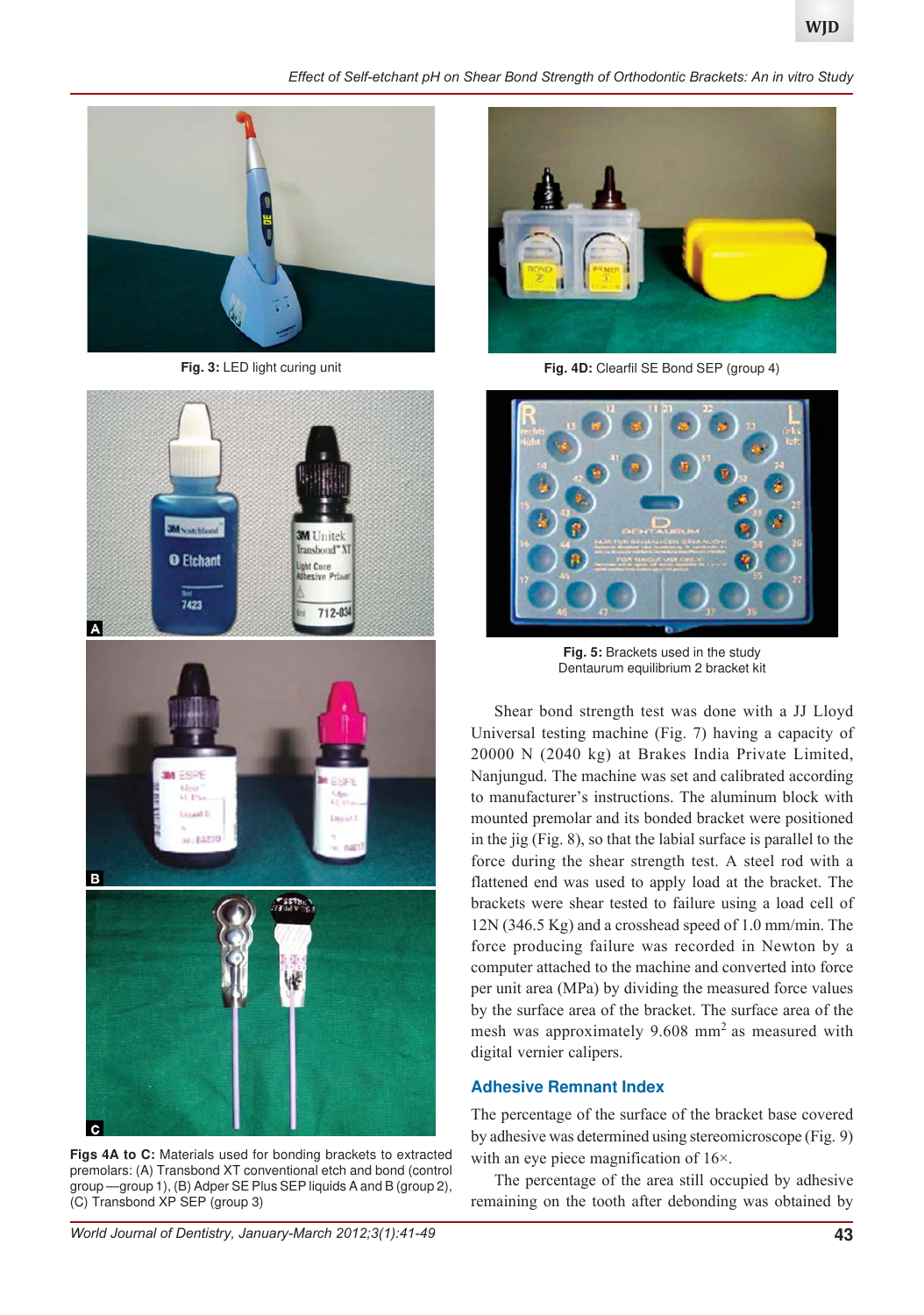Fig. 3: LED light curing unit

Fig. 4D: Clearfil SE Bond SEP (group 4)

Figs 4A to C: Materials used for bonding brackets to extracted premolars: (A) Transbond XT conventional etch and bond (control group —group 1), (B) Adper SE Plus SEP liquids A and B (group 2), (C) Transbond XP SEP (group 3)

Fig. 5: Brackets used in the study Dentaurum equilibrium 2 bracket kit

Shear bond strength test was done with a JJ Lloyd Universal testing machine (Fig. 7) having a capacity of 20000 N (2040 kg) at Brakes India Private Limited, Nanjungud. The machine was set and calibrated according to manufacturer's instructions. The aluminum block with mounted premolar and its bonded bracket were positioned in the jig (Fig. 8), so that the labial surface is parallel to the force during the shear strength test. A steel rod with a flattened end was used to apply load at the bracket. The brackets were shear tested to failure using a load cell of 12N (346.5 Kg) and a crosshead speed of 1.0 mm/min. The force producing failure was recorded in Newton by a computer attached to the machine and converted into force per unit area (MPa) by dividing the measured force values by the surface area of the bracket. The surface area of the mesh was approximately 9.608 $mm^2$ as measured with digital vernier calipers.

## Adhesive Remnant Index

The percentage of the surface of the bracket base covered by adhesive was determined using stereomicroscope (Fig. 9) with an eye piece magnification of 16×.

The percentage of the area still occupied by adhesive remaining on the tooth after debonding was obtained by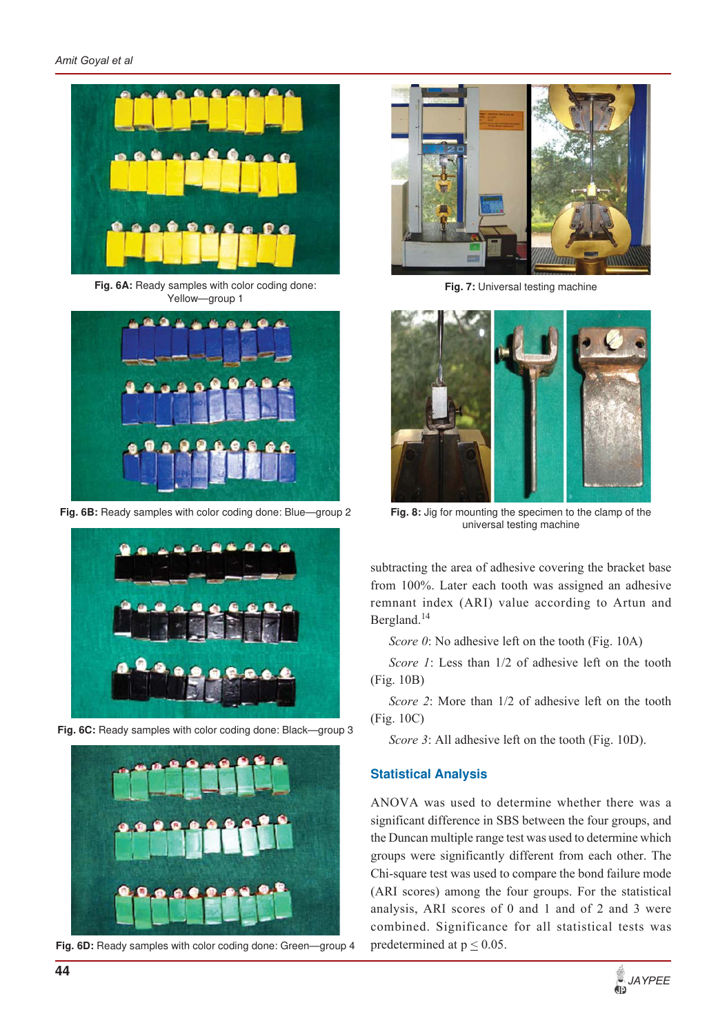Fig. 6A: Ready samples with color coding done: Yellow—group 1

Fig. 6B: Ready samples with color coding done: Blue—group 2

Fig. 6C: Ready samples with color coding done: Black—group 3

Fig. 6D: Ready samples with color coding done: Green—group 4

Fig. 7: Universal testing machine

Fig. 8: Jig for mounting the specimen to the clamp of the universal testing machine

subtracting the area of adhesive covering the bracket base from 100%. Later each tooth was assigned an adhesive remnant index (ARI) value according to Artun and Bergland.[14]

*Score 0*: No adhesive left on the tooth (Fig. 10A)

*Score 1*: Less than 1/2 of adhesive left on the tooth (Fig. 10B)

*Score 2*: More than 1/2 of adhesive left on the tooth (Fig. 10C)

*Score 3*: All adhesive left on the tooth (Fig. 10D).

## Statistical Analysis

ANOVA was used to determine whether there was a significant difference in SBS between the four groups, and the Duncan multiple range test was used to determine which groups were significantly different from each other. The Chi-square test was used to compare the bond failure mode (ARI scores) among the four groups. For the statistical analysis, ARI scores of 0 and 1 and of 2 and 3 were combined. Significance for all statistical tests was predetermined at $p \leq 0.05$.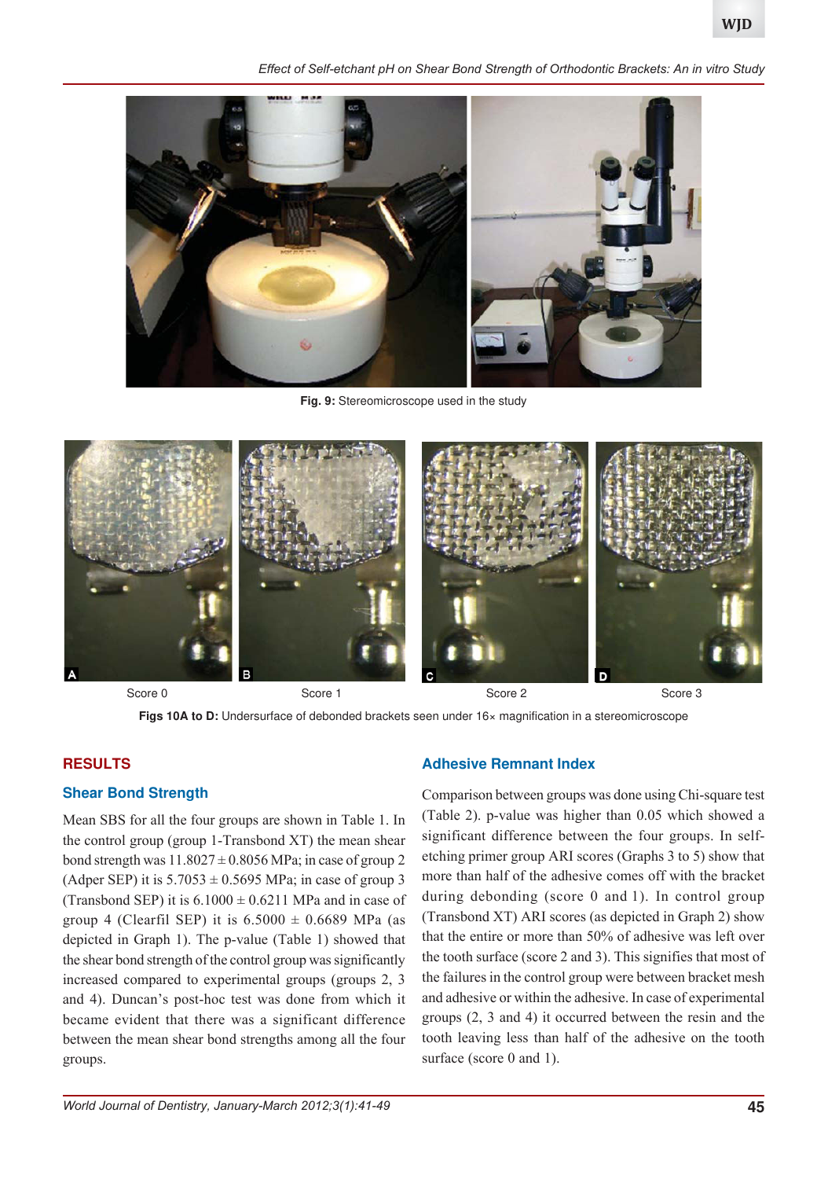**Fig. 9:** Stereomicroscope used in the study

A Score 0 | B Score 1 | C Score 2 | D Score 3

**Figs 10A to D:** Undersurface of debonded brackets seen under 16× magnification in a stereomicroscope

## RESULTS

### Shear Bond Strength

Mean SBS for all the four groups are shown in Table 1. In the control group (group 1-Transbond XT) the mean shear bond strength was 11.8027 ± 0.8056 MPa; in case of group 2 (Adper SEP) it is 5.7053 ± 0.5695 MPa; in case of group 3 (Transbond SEP) it is 6.1000 ± 0.6211 MPa and in case of group 4 (Clearfil SEP) it is 6.5000 ± 0.6689 MPa (as depicted in Graph 1). The p-value (Table 1) showed that the shear bond strength of the control group was significantly increased compared to experimental groups (groups 2, 3 and 4). Duncan's post-hoc test was done from which it became evident that there was a significant difference between the mean shear bond strengths among all the four groups.

### Adhesive Remnant Index

Comparison between groups was done using Chi-square test (Table 2). p-value was higher than 0.05 which showed a significant difference between the four groups. In self-etching primer group ARI scores (Graphs 3 to 5) show that more than half of the adhesive comes off with the bracket during debonding (score 0 and 1). In control group (Transbond XT) ARI scores (as depicted in Graph 2) show that the entire or more than 50% of adhesive was left over the tooth surface (score 2 and 3). This signifies that most of the failures in the control group were between bracket mesh and adhesive or within the adhesive. In case of experimental groups (2, 3 and 4) it occurred between the resin and the tooth leaving less than half of the adhesive on the tooth surface (score 0 and 1).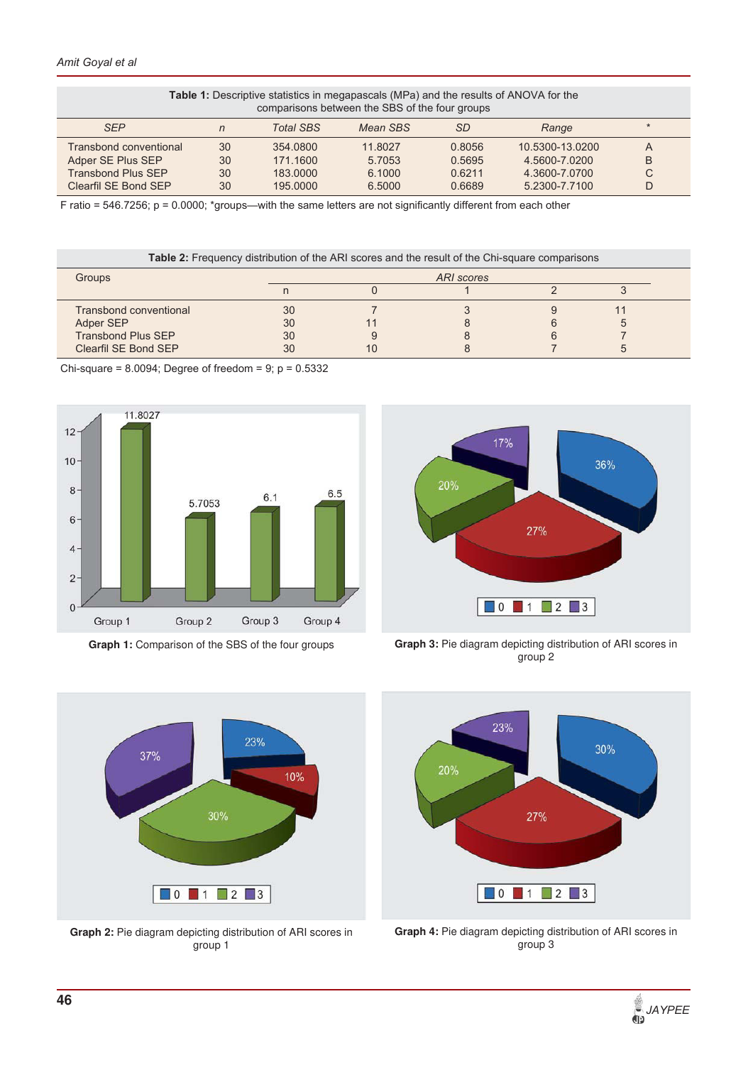**Table 1:** Descriptive statistics in megapascals (MPa) and the results of ANOVA for the comparisons between the SBS of the four groups

| *SEP* | *n* | *Total SBS* | *Mean SBS* | *SD* | *Range* | * |
|---|---|---|---|---|---|---|
| Transbond conventional | 30 | 354.0800 | 11.8027 | 0.8056 | 10.5300-13.0200 | A |
| Adper SE Plus SEP | 30 | 171.1600 | 5.7053 | 0.5695 | 4.5600-7.0200 | B |
| Transbond Plus SEP | 30 | 183.0000 | 6.1000 | 0.6211 | 4.3600-7.0700 | C |
| Clearfil SE Bond SEP | 30 | 195.0000 | 6.5000 | 0.6689 | 5.2300-7.7100 | D |

F ratio = 546.7256; p = 0.0000; *groups—with the same letters are not significantly different from each other

**Table 2:** Frequency distribution of the ARI scores and the result of the Chi-square comparisons

| Groups | *ARI scores* | | | | |
|---|---|---|---|---|---|
| | n | 0 | 1 | 2 | 3 |
| Transbond conventional | 30 | 7 | 3 | 9 | 11 |
| Adper SEP | 30 | 11 | 8 | 6 | 5 |
| Transbond Plus SEP | 30 | 9 | 8 | 6 | 7 |
| Clearfil SE Bond SEP | 30 | 10 | 8 | 7 | 5 |

Chi-square = 8.0094; Degree of freedom = 9; p = 0.5332

**Graph 1:** Comparison of the SBS of the four groups

**Graph 3:** Pie diagram depicting distribution of ARI scores in group 2

**Graph 2:** Pie diagram depicting distribution of ARI scores in group 1

**Graph 4:** Pie diagram depicting distribution of ARI scores in group 3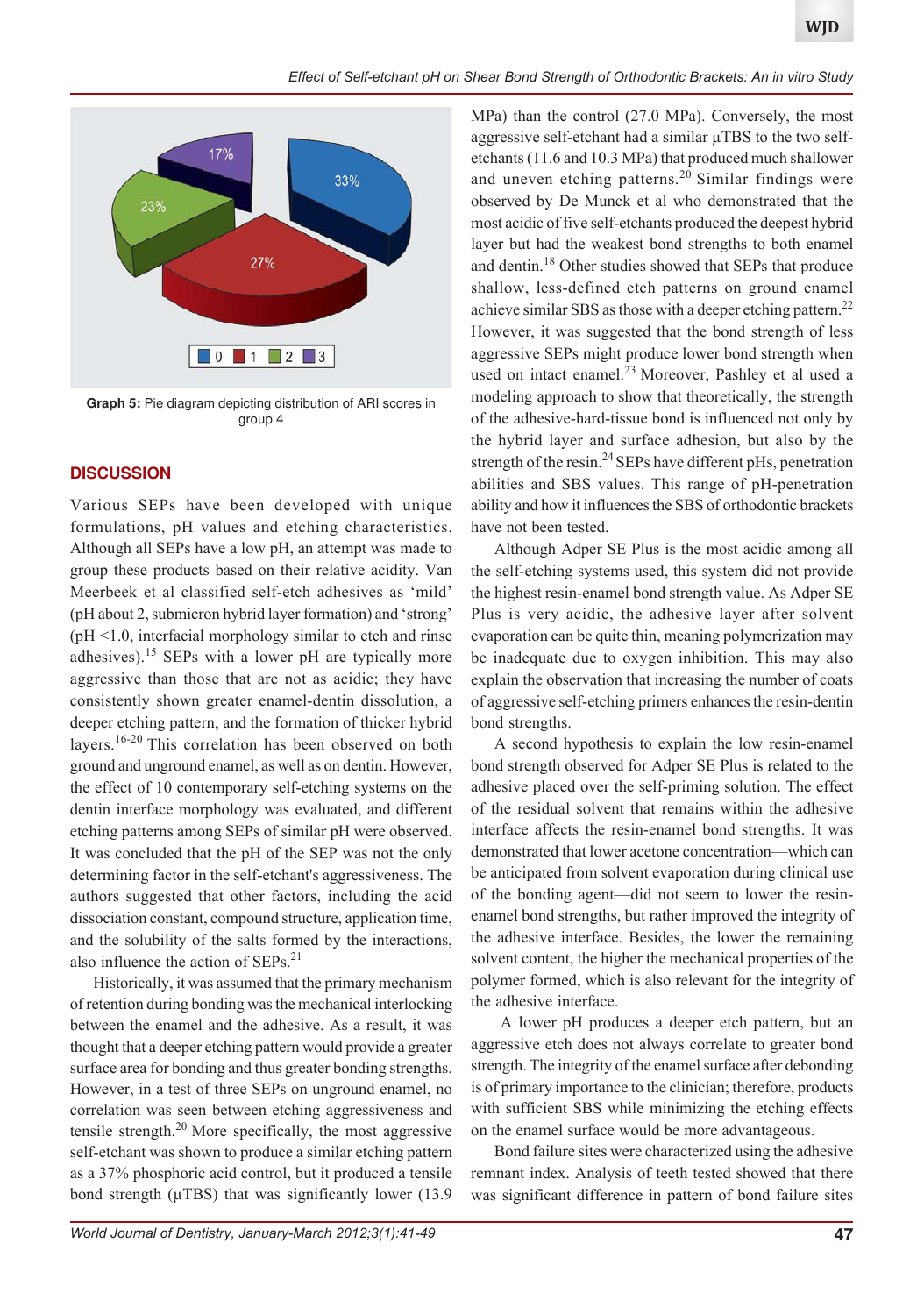Graph 5: Pie diagram depicting distribution of ARI scores in group 4

## DISCUSSION

Various SEPs have been developed with unique formulations, pH values and etching characteristics. Although all SEPs have a low pH, an attempt was made to group these products based on their relative acidity. Van Meerbeek et al classified self-etch adhesives as 'mild' (pH about 2, submicron hybrid layer formation) and 'strong' (pH <1.0, interfacial morphology similar to etch and rinse adhesives).[15] SEPs with a lower pH are typically more aggressive than those that are not as acidic; they have consistently shown greater enamel-dentin dissolution, a deeper etching pattern, and the formation of thicker hybrid layers.[16-20] This correlation has been observed on both ground and unground enamel, as well as on dentin. However, the effect of 10 contemporary self-etching systems on the dentin interface morphology was evaluated, and different etching patterns among SEPs of similar pH were observed. It was concluded that the pH of the SEP was not the only determining factor in the self-etchant's aggressiveness. The authors suggested that other factors, including the acid dissociation constant, compound structure, application time, and the solubility of the salts formed by the interactions, also influence the action of SEPs.[21]

Historically, it was assumed that the primary mechanism of retention during bonding was the mechanical interlocking between the enamel and the adhesive. As a result, it was thought that a deeper etching pattern would provide a greater surface area for bonding and thus greater bonding strengths. However, in a test of three SEPs on unground enamel, no correlation was seen between etching aggressiveness and tensile strength.[20] More specifically, the most aggressive self-etchant was shown to produce a similar etching pattern as a 37% phosphoric acid control, but it produced a tensile bond strength (μTBS) that was significantly lower (13.9 MPa) than the control (27.0 MPa). Conversely, the most aggressive self-etchant had a similar μTBS to the two self-etchants (11.6 and 10.3 MPa) that produced much shallower and uneven etching patterns.[20] Similar findings were observed by De Munck et al who demonstrated that the most acidic of five self-etchants produced the deepest hybrid layer but had the weakest bond strengths to both enamel and dentin.[18] Other studies showed that SEPs that produce shallow, less-defined etch patterns on ground enamel achieve similar SBS as those with a deeper etching pattern.[22] However, it was suggested that the bond strength of less aggressive SEPs might produce lower bond strength when used on intact enamel.[23] Moreover, Pashley et al used a modeling approach to show that theoretically, the strength of the adhesive-hard-tissue bond is influenced not only by the hybrid layer and surface adhesion, but also by the strength of the resin.[24] SEPs have different pHs, penetration abilities and SBS values. This range of pH-penetration ability and how it influences the SBS of orthodontic brackets have not been tested.

Although Adper SE Plus is the most acidic among all the self-etching systems used, this system did not provide the highest resin-enamel bond strength value. As Adper SE Plus is very acidic, the adhesive layer after solvent evaporation can be quite thin, meaning polymerization may be inadequate due to oxygen inhibition. This may also explain the observation that increasing the number of coats of aggressive self-etching primers enhances the resin-dentin bond strengths.

A second hypothesis to explain the low resin-enamel bond strength observed for Adper SE Plus is related to the adhesive placed over the self-priming solution. The effect of the residual solvent that remains within the adhesive interface affects the resin-enamel bond strengths. It was demonstrated that lower acetone concentration—which can be anticipated from solvent evaporation during clinical use of the bonding agent—did not seem to lower the resin-enamel bond strengths, but rather improved the integrity of the adhesive interface. Besides, the lower the remaining solvent content, the higher the mechanical properties of the polymer formed, which is also relevant for the integrity of the adhesive interface.

A lower pH produces a deeper etch pattern, but an aggressive etch does not always correlate to greater bond strength. The integrity of the enamel surface after debonding is of primary importance to the clinician; therefore, products with sufficient SBS while minimizing the etching effects on the enamel surface would be more advantageous.

Bond failure sites were characterized using the adhesive remnant index. Analysis of teeth tested showed that there was significant difference in pattern of bond failure sites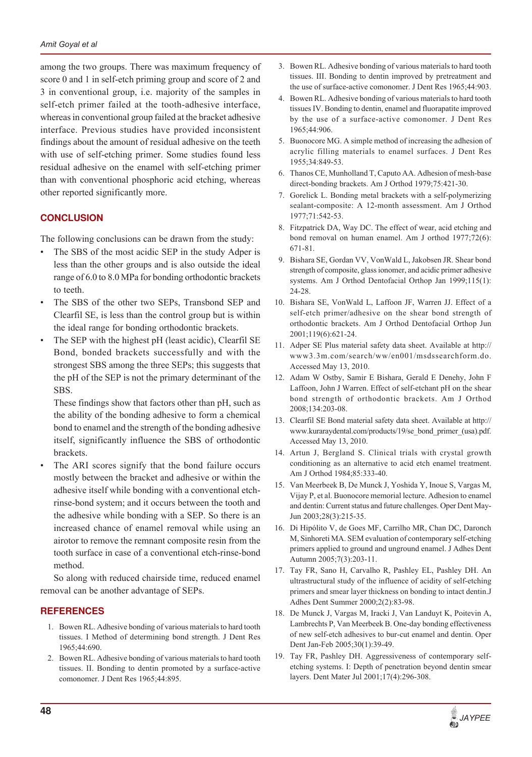among the two groups. There was maximum frequency of score 0 and 1 in self-etch priming group and score of 2 and 3 in conventional group, i.e. majority of the samples in self-etch primer failed at the tooth-adhesive interface, whereas in conventional group failed at the bracket adhesive interface. Previous studies have provided inconsistent findings about the amount of residual adhesive on the teeth with use of self-etching primer. Some studies found less residual adhesive on the enamel with self-etching primer than with conventional phosphoric acid etching, whereas other reported significantly more.

## CONCLUSION

The following conclusions can be drawn from the study:

- The SBS of the most acidic SEP in the study Adper is less than the other groups and is also outside the ideal range of 6.0 to 8.0 MPa for bonding orthodontic brackets to teeth.
- The SBS of the other two SEPs, Transbond SEP and Clearfil SE, is less than the control group but is within the ideal range for bonding orthodontic brackets.
- The SEP with the highest pH (least acidic), Clearfil SE Bond, bonded brackets successfully and with the strongest SBS among the three SEPs; this suggests that the pH of the SEP is not the primary determinant of the SBS.

  These findings show that factors other than pH, such as the ability of the bonding adhesive to form a chemical bond to enamel and the strength of the bonding adhesive itself, significantly influence the SBS of orthodontic brackets.
- The ARI scores signify that the bond failure occurs mostly between the bracket and adhesive or within the adhesive itself while bonding with a conventional etch-rinse-bond system; and it occurs between the tooth and the adhesive while bonding with a SEP. So there is an increased chance of enamel removal while using an airotor to remove the remnant composite resin from the tooth surface in case of a conventional etch-rinse-bond method.

So along with reduced chairside time, reduced enamel removal can be another advantage of SEPs.

## REFERENCES

1. Bowen RL. Adhesive bonding of various materials to hard tooth tissues. I Method of determining bond strength. J Dent Res 1965;44:690.
2. Bowen RL. Adhesive bonding of various materials to hard tooth tissues. II. Bonding to dentin promoted by a surface-active comonomer. J Dent Res 1965;44:895.
3. Bowen RL. Adhesive bonding of various materials to hard tooth tissues. III. Bonding to dentin improved by pretreatment and the use of surface-active comonomer. J Dent Res 1965;44:903.
4. Bowen RL. Adhesive bonding of various materials to hard tooth tissues IV. Bonding to dentin, enamel and fluorapatite improved by the use of a surface-active comonomer. J Dent Res 1965;44:906.
5. Buonocore MG. A simple method of increasing the adhesion of acrylic filling materials to enamel surfaces. J Dent Res 1955;34:849-53.
6. Thanos CE, Munholland T, Caputo AA. Adhesion of mesh-base direct-bonding brackets. Am J Orthod 1979;75:421-30.
7. Gorelick L. Bonding metal brackets with a self-polymerizing sealant-composite: A 12-month assessment. Am J Orthod 1977;71:542-53.
8. Fitzpatrick DA, Way DC. The effect of wear, acid etching and bond removal on human enamel. Am J orthod 1977;72(6): 671-81.
9. Bishara SE, Gordan VV, VonWald L, Jakobsen JR. Shear bond strength of composite, glass ionomer, and acidic primer adhesive systems. Am J Orthod Dentofacial Orthop Jan 1999;115(1): 24-28.
10. Bishara SE, VonWald L, Laffoon JF, Warren JJ. Effect of a self-etch primer/adhesive on the shear bond strength of orthodontic brackets. Am J Orthod Dentofacial Orthop Jun 2001;119(6):621-24.
11. Adper SE Plus material safety data sheet. Available at http://www3.3m.com/search/ww/en001/msdssearchform.do. Accessed May 13, 2010.
12. Adam W Ostby, Samir E Bishara, Gerald E Denehy, John F Laffoon, John J Warren. Effect of self-etchant pH on the shear bond strength of orthodontic brackets. Am J Orthod 2008;134:203-08.
13. Clearfil SE Bond material safety data sheet. Available at http://www.kuraraydental.com/products/19/se_bond_primer_(usa).pdf. Accessed May 13, 2010.
14. Artun J, Bergland S. Clinical trials with crystal growth conditioning as an alternative to acid etch enamel treatment. Am J Orthod 1984;85:333-40.
15. Van Meerbeek B, De Munck J, Yoshida Y, Inoue S, Vargas M, Vijay P, et al. Buonocore memorial lecture. Adhesion to enamel and dentin: Current status and future challenges. Oper Dent May-Jun 2003;28(3):215-35.
16. Di Hipólito V, de Goes MF, Carrilho MR, Chan DC, Daronch M, Sinhoreti MA. SEM evaluation of contemporary self-etching primers applied to ground and unground enamel. J Adhes Dent Autumn 2005;7(3):203-11.
17. Tay FR, Sano H, Carvalho R, Pashley EL, Pashley DH. An ultrastructural study of the influence of acidity of self-etching primers and smear layer thickness on bonding to intact dentin.J Adhes Dent Summer 2000;2(2):83-98.
18. De Munck J, Vargas M, Iracki J, Van Landuyt K, Poitevin A, Lambrechts P, Van Meerbeek B. One-day bonding effectiveness of new self-etch adhesives to bur-cut enamel and dentin. Oper Dent Jan-Feb 2005;30(1):39-49.
19. Tay FR, Pashley DH. Aggressiveness of contemporary self-etching systems. I: Depth of penetration beyond dentin smear layers. Dent Mater Jul 2001;17(4):296-308.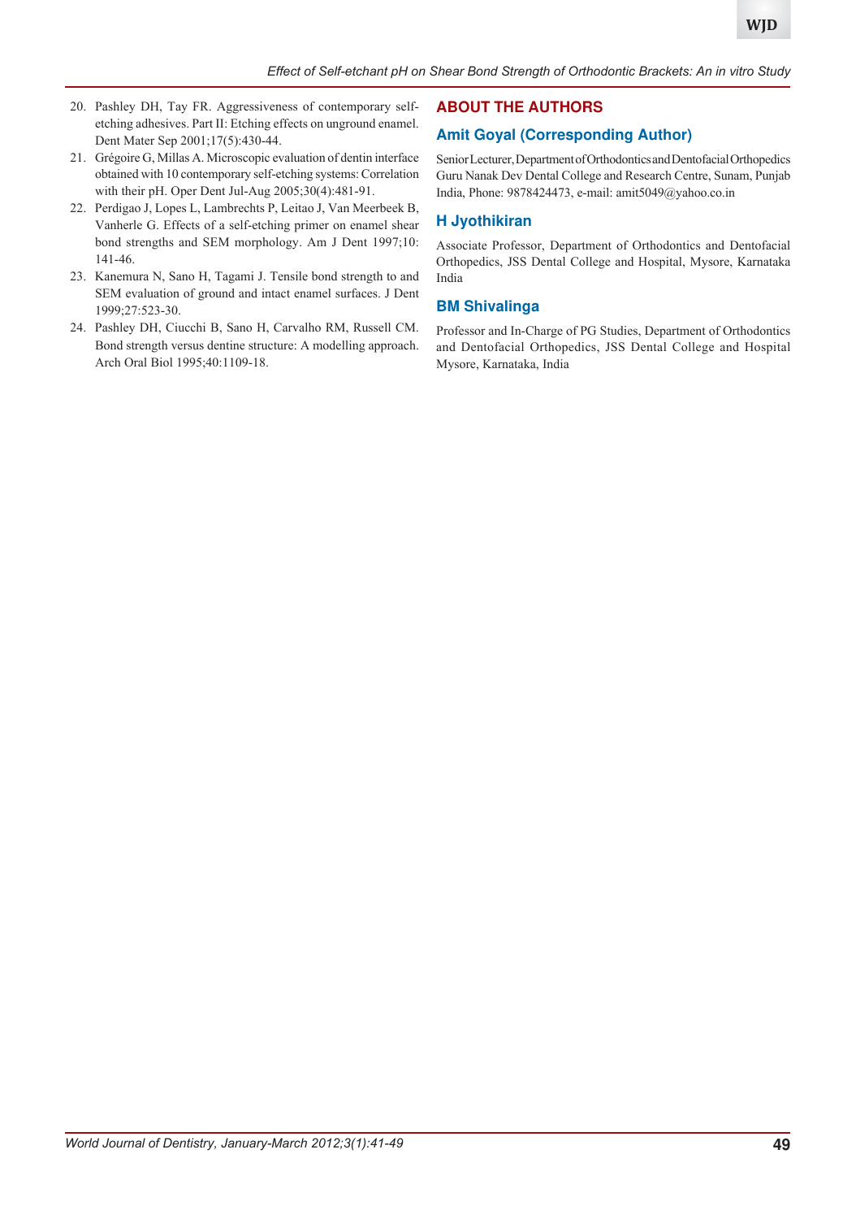20. Pashley DH, Tay FR. Aggressiveness of contemporary self-etching adhesives. Part II: Etching effects on unground enamel. Dent Mater Sep 2001;17(5):430-44.
21. Grégoire G, Millas A. Microscopic evaluation of dentin interface obtained with 10 contemporary self-etching systems: Correlation with their pH. Oper Dent Jul-Aug 2005;30(4):481-91.
22. Perdigao J, Lopes L, Lambrechts P, Leitao J, Van Meerbeek B, Vanherle G. Effects of a self-etching primer on enamel shear bond strengths and SEM morphology. Am J Dent 1997;10:141-46.
23. Kanemura N, Sano H, Tagami J. Tensile bond strength to and SEM evaluation of ground and intact enamel surfaces. J Dent 1999;27:523-30.
24. Pashley DH, Ciucchi B, Sano H, Carvalho RM, Russell CM. Bond strength versus dentine structure: A modelling approach. Arch Oral Biol 1995;40:1109-18.

## ABOUT THE AUTHORS

### Amit Goyal (Corresponding Author)

Senior Lecturer, Department of Orthodontics and Dentofacial Orthopedics Guru Nanak Dev Dental College and Research Centre, Sunam, Punjab India, Phone: 9878424473, e-mail: amit5049@yahoo.co.in

### H Jyothikiran

Associate Professor, Department of Orthodontics and Dentofacial Orthopedics, JSS Dental College and Hospital, Mysore, Karnataka India

### BM Shivalinga

Professor and In-Charge of PG Studies, Department of Orthodontics and Dentofacial Orthopedics, JSS Dental College and Hospital Mysore, Karnataka, India